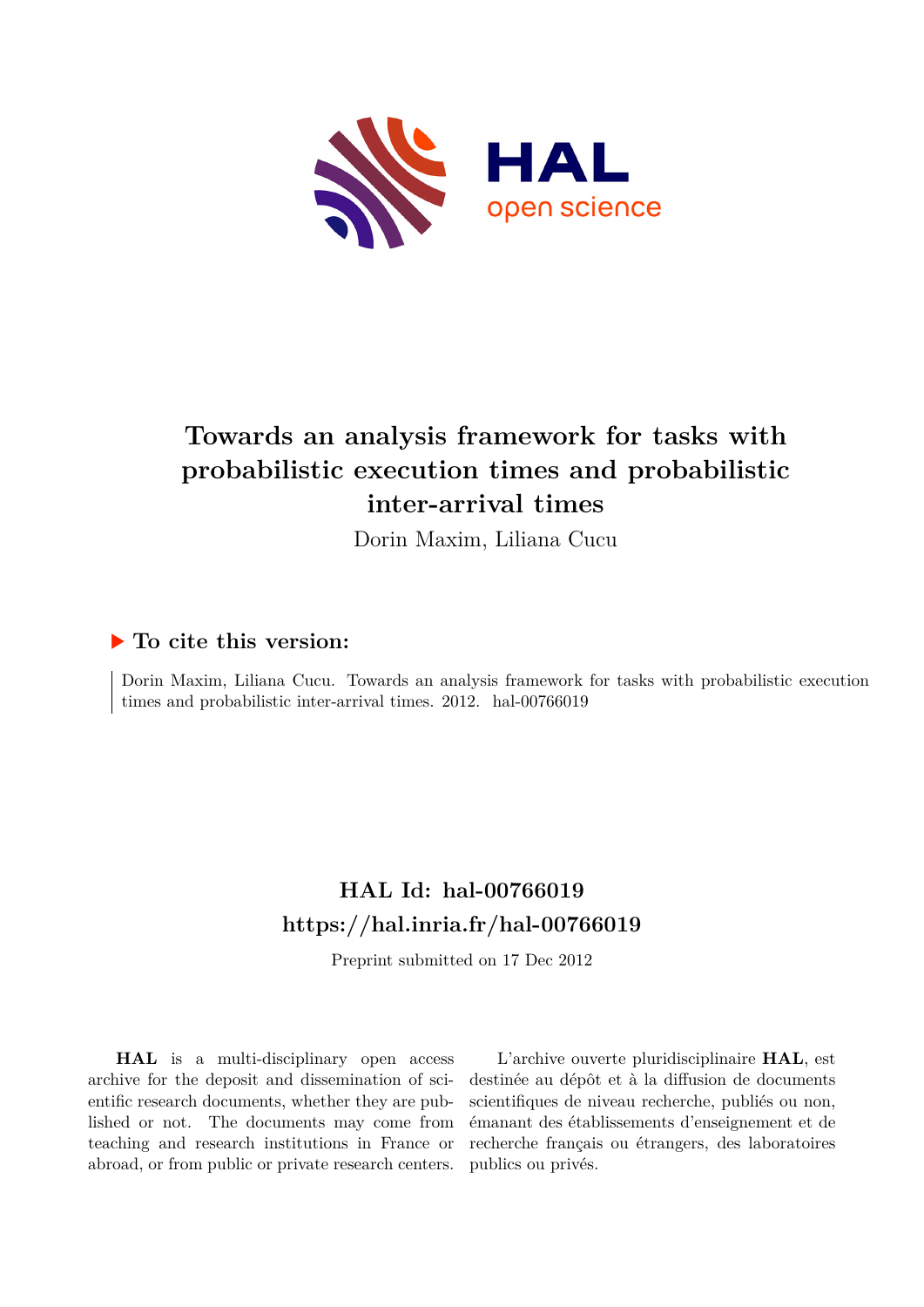# Towards an analysis framework for tasks with probabilistic execution times and probabilistic inter-arrival times

Dorin Maxim, Liliana Cucu

## ▶ To cite this version:

Dorin Maxim, Liliana Cucu. Towards an analysis framework for tasks with probabilistic execution times and probabilistic inter-arrival times. 2012. hal-00766019

## HAL Id: hal-00766019
## https://hal.inria.fr/hal-00766019

Preprint submitted on 17 Dec 2012

**HAL** is a multi-disciplinary open access archive for the deposit and dissemination of scientific research documents, whether they are published or not. The documents may come from teaching and research institutions in France or abroad, or from public or private research centers.

L'archive ouverte pluridisciplinaire **HAL**, est destinée au dépôt et à la diffusion de documents scientifiques de niveau recherche, publiés ou non, émanant des établissements d'enseignement et de recherche français ou étrangers, des laboratoires publics ou privés.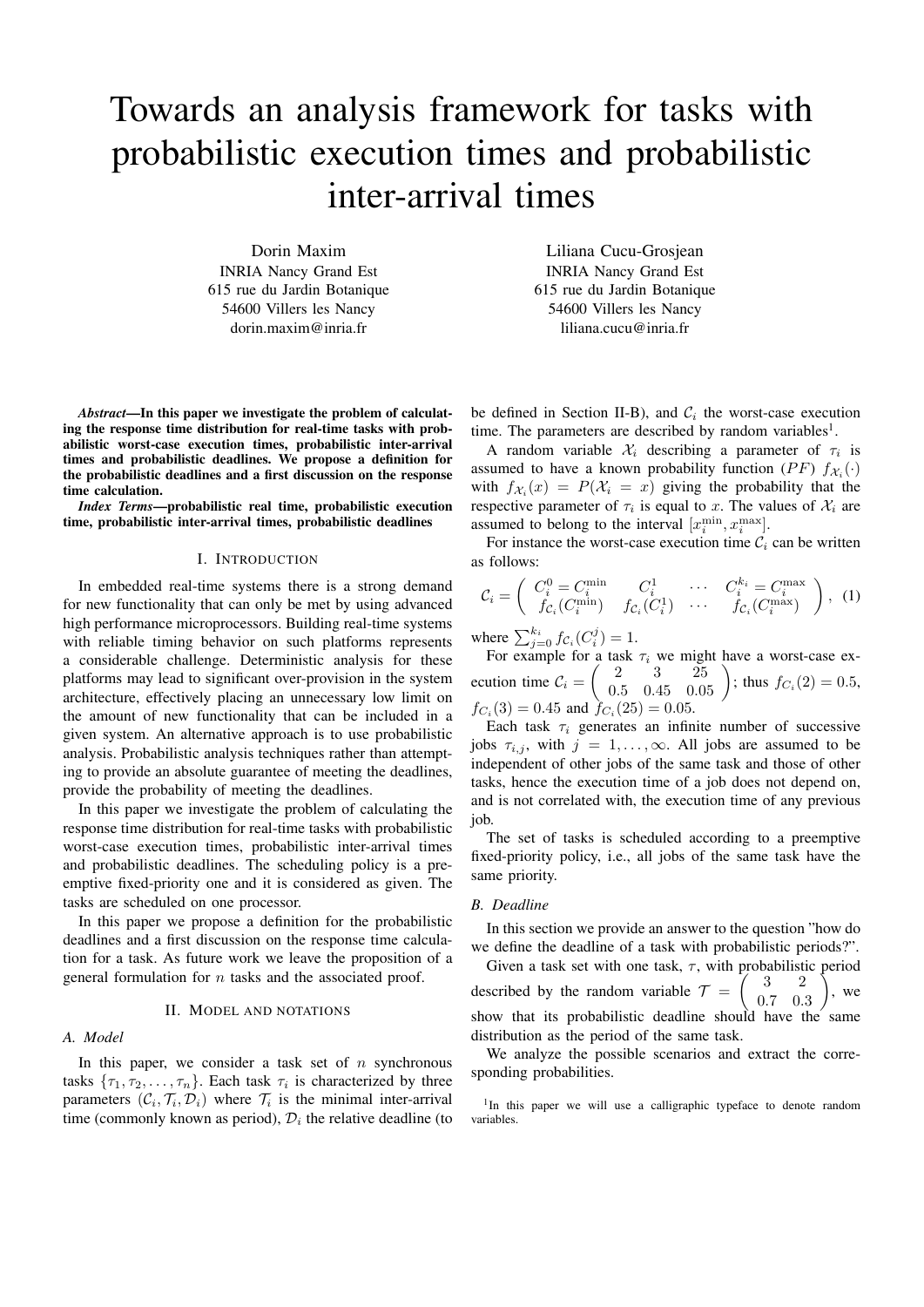# Towards an analysis framework for tasks with probabilistic execution times and probabilistic inter-arrival times

Dorin Maxim
INRIA Nancy Grand Est
615 rue du Jardin Botanique
54600 Villers les Nancy
dorin.maxim@inria.fr

Liliana Cucu-Grosjean
INRIA Nancy Grand Est
615 rue du Jardin Botanique
54600 Villers les Nancy
liliana.cucu@inria.fr

***Abstract*—In this paper we investigate the problem of calculating the response time distribution for real-time tasks with probabilistic worst-case execution times, probabilistic inter-arrival times and probabilistic deadlines. We propose a definition for the probabilistic deadlines and a first discussion on the response time calculation.**

***Index Terms*—probabilistic real time, probabilistic execution time, probabilistic inter-arrival times, probabilistic deadlines**

## I. Introduction

In embedded real-time systems there is a strong demand for new functionality that can only be met by using advanced high performance microprocessors. Building real-time systems with reliable timing behavior on such platforms represents a considerable challenge. Deterministic analysis for these platforms may lead to significant over-provision in the system architecture, effectively placing an unnecessary low limit on the amount of new functionality that can be included in a given system. An alternative approach is to use probabilistic analysis. Probabilistic analysis techniques rather than attempting to provide an absolute guarantee of meeting the deadlines, provide the probability of meeting the deadlines.

In this paper we investigate the problem of calculating the response time distribution for real-time tasks with probabilistic worst-case execution times, probabilistic inter-arrival times and probabilistic deadlines. The scheduling policy is a preemptive fixed-priority one and it is considered as given. The tasks are scheduled on one processor.

In this paper we propose a definition for the probabilistic deadlines and a first discussion on the response time calculation for a task. As future work we leave the proposition of a general formulation for $n$ tasks and the associated proof.

## II. Model and notations

### A. Model

In this paper, we consider a task set of $n$ synchronous tasks $\{\tau_1, \tau_2, \ldots, \tau_n\}$. Each task $\tau_i$ is characterized by three parameters $(\mathcal{C}_i, \mathcal{T}_i, \mathcal{D}_i)$ where $\mathcal{T}_i$ is the minimal inter-arrival time (commonly known as period), $\mathcal{D}_i$ the relative deadline (to be defined in Section II-B), and $\mathcal{C}_i$ the worst-case execution time. The parameters are described by random variables[1].

A random variable $\mathcal{X}_i$ describing a parameter of $\tau_i$ is assumed to have a known probability function $(PF)$ $f_{\mathcal{X}_i}(\cdot)$ with $f_{\mathcal{X}_i}(x) = P(\mathcal{X}_i = x)$ giving the probability that the respective parameter of $\tau_i$ is equal to $x$. The values of $\mathcal{X}_i$ are assumed to belong to the interval $[x_i^{\min}, x_i^{\max}]$.

For instance the worst-case execution time $\mathcal{C}_i$ can be written as follows:

$$\mathcal{C}_i = \begin{pmatrix} C_i^0 = C_i^{\min} & C_i^1 & \cdots & C_i^{k_i} = C_i^{\max} \\ f_{\mathcal{C}_i}(C_i^{\min}) & f_{\mathcal{C}_i}(C_i^1) & \cdots & f_{\mathcal{C}_i}(C_i^{\max}) \end{pmatrix}, \quad (1)$$

where $\sum_{j=0}^{k_i} f_{\mathcal{C}_i}(C_i^j) = 1$.

For example for a task $\tau_i$ we might have a worst-case execution time $\mathcal{C}_i = \begin{pmatrix} 2 & 3 & 25 \\ 0.5 & 0.45 & 0.05 \end{pmatrix}$; thus $f_{C_i}(2) = 0.5$, $f_{C_i}(3) = 0.45$ and $f_{C_i}(25) = 0.05$.

Each task $\tau_i$ generates an infinite number of successive jobs $\tau_{i,j}$, with $j = 1, \ldots, \infty$. All jobs are assumed to be independent of other jobs of the same task and those of other tasks, hence the execution time of a job does not depend on, and is not correlated with, the execution time of any previous job.

The set of tasks is scheduled according to a preemptive fixed-priority policy, i.e., all jobs of the same task have the same priority.

### B. Deadline

In this section we provide an answer to the question "how do we define the deadline of a task with probabilistic periods?".

Given a task set with one task, $\tau$, with probabilistic period described by the random variable $\mathcal{T} = \begin{pmatrix} 3 & 2 \\ 0.7 & 0.3 \end{pmatrix}$, we show that its probabilistic deadline should have the same distribution as the period of the same task.

We analyze the possible scenarios and extract the corresponding probabilities.

[1] In this paper we will use a calligraphic typeface to denote random variables.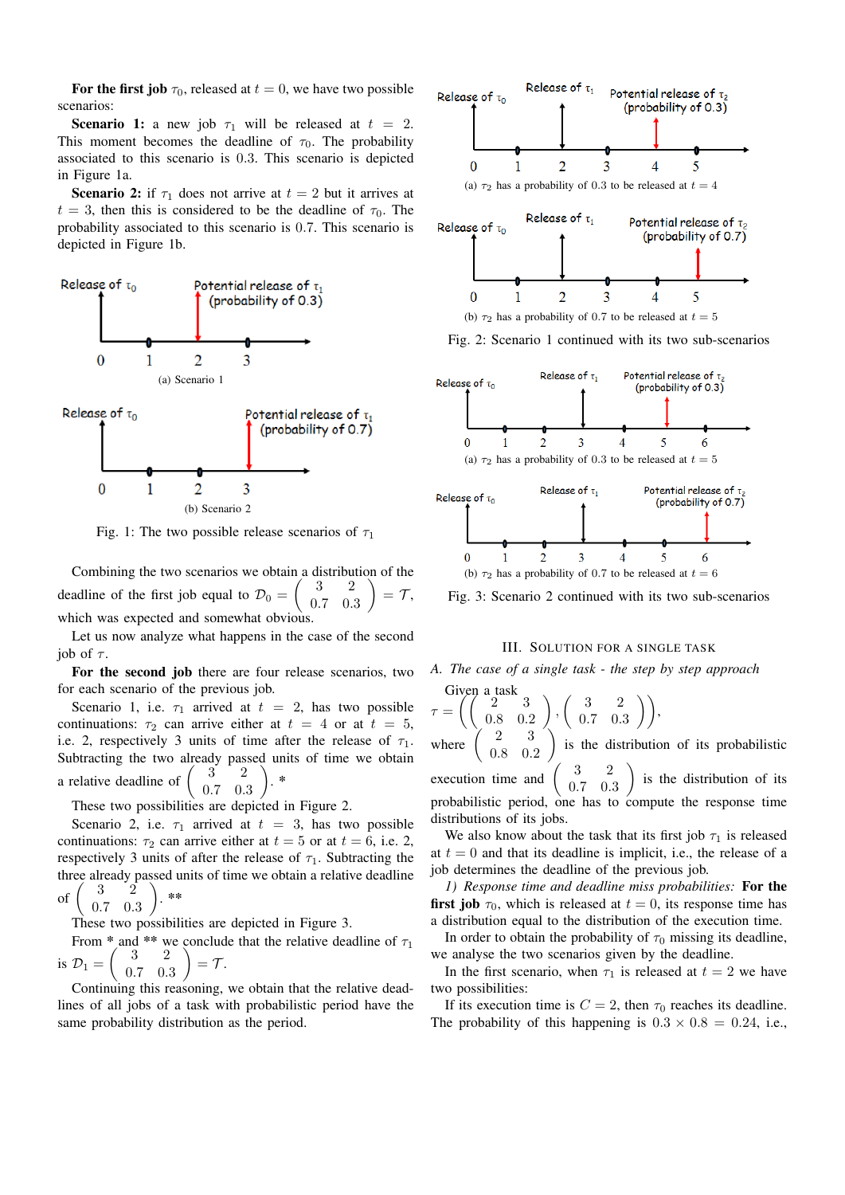**For the first job** $\tau_0$, released at $t = 0$, we have two possible scenarios:

**Scenario 1:** a new job $\tau_1$ will be released at $t = 2$. This moment becomes the deadline of $\tau_0$. The probability associated to this scenario is 0.3. This scenario is depicted in Figure 1a.

**Scenario 2:** if $\tau_1$ does not arrive at $t = 2$ but it arrives at $t = 3$, then this is considered to be the deadline of $\tau_0$. The probability associated to this scenario is 0.7. This scenario is depicted in Figure 1b.

(a) Scenario 1

(b) Scenario 2

Fig. 1: The two possible release scenarios of $\tau_1$

Combining the two scenarios we obtain a distribution of the deadline of the first job equal to $\mathcal{D}_0 = \begin{pmatrix} 3 & 2 \\ 0.7 & 0.3 \end{pmatrix} = \mathcal{T}$, which was expected and somewhat obvious.

Let us now analyze what happens in the case of the second job of $\tau$.

**For the second job** there are four release scenarios, two for each scenario of the previous job.

Scenario 1, i.e. $\tau_1$ arrived at $t = 2$, has two possible continuations: $\tau_2$ can arrive either at $t = 4$ or at $t = 5$, i.e. 2, respectively 3 units of time after the release of $\tau_1$. Subtracting the two already passed units of time we obtain a relative deadline of $\begin{pmatrix} 3 & 2 \\ 0.7 & 0.3 \end{pmatrix}$. *

These two possibilities are depicted in Figure 2.

Scenario 2, i.e. $\tau_1$ arrived at $t = 3$, has two possible continuations: $\tau_2$ can arrive either at $t = 5$ or at $t = 6$, i.e. 2, respectively 3 units of after the release of $\tau_1$. Subtracting the three already passed units of time we obtain a relative deadline of $\begin{pmatrix} 3 & 2 \\ 0.7 & 0.3 \end{pmatrix}$. **

These two possibilities are depicted in Figure 3.

From * and ** we conclude that the relative deadline of $\tau_1$ is $\mathcal{D}_1 = \begin{pmatrix} 3 & 2 \\ 0.7 & 0.3 \end{pmatrix} = \mathcal{T}$.

Continuing this reasoning, we obtain that the relative deadlines of all jobs of a task with probabilistic period have the same probability distribution as the period.

(a) $\tau_2$ has a probability of 0.3 to be released at $t = 4$

(b) $\tau_2$ has a probability of 0.7 to be released at $t = 5$

Fig. 2: Scenario 1 continued with its two sub-scenarios

(a) $\tau_2$ has a probability of 0.3 to be released at $t = 5$

(b) $\tau_2$ has a probability of 0.7 to be released at $t = 6$

Fig. 3: Scenario 2 continued with its two sub-scenarios

## III. Solution for a Single Task

### A. The case of a single task - the step by step approach

Given a task $\tau = \left( \begin{pmatrix} 2 & 3 \\ 0.8 & 0.2 \end{pmatrix}, \begin{pmatrix} 3 & 2 \\ 0.7 & 0.3 \end{pmatrix} \right)$, where $\begin{pmatrix} 2 & 3 \\ 0.8 & 0.2 \end{pmatrix}$ is the distribution of its probabilistic execution time and $\begin{pmatrix} 3 & 2 \\ 0.7 & 0.3 \end{pmatrix}$ is the distribution of its probabilistic period, one has to compute the response time distributions of its jobs.

We also know about the task that its first job $\tau_1$ is released at $t = 0$ and that its deadline is implicit, i.e., the release of a job determines the deadline of the previous job.

*1) Response time and deadline miss probabilities:* **For the first job** $\tau_0$, which is released at $t = 0$, its response time has a distribution equal to the distribution of the execution time.

In order to obtain the probability of $\tau_0$ missing its deadline, we analyse the two scenarios given by the deadline.

In the first scenario, when $\tau_1$ is released at $t = 2$ we have two possibilities:

If its execution time is $C = 2$, then $\tau_0$ reaches its deadline. The probability of this happening is $0.3 \times 0.8 = 0.24$, i.e.,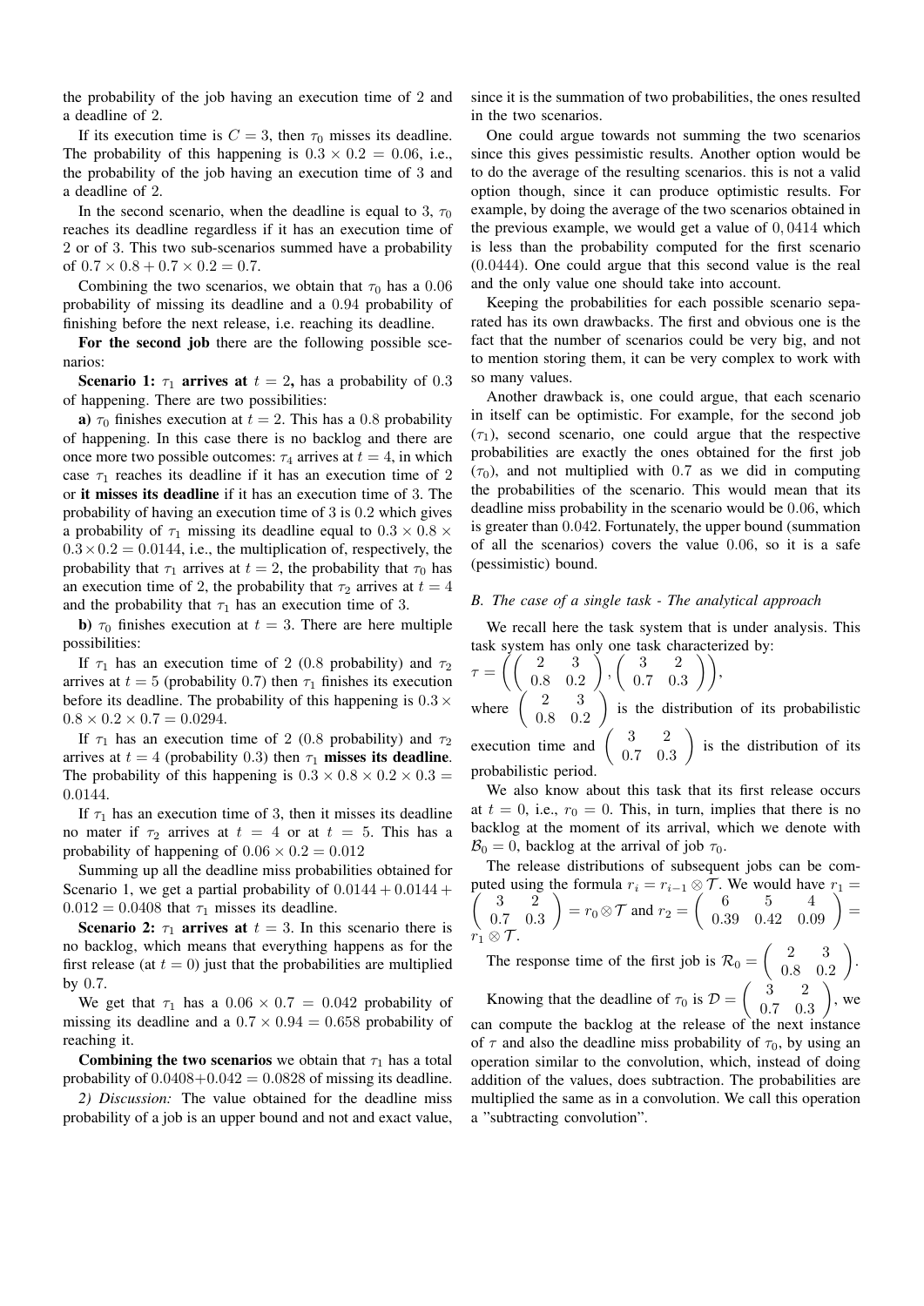the probability of the job having an execution time of 2 and a deadline of 2.

If its execution time is $C = 3$, then $\tau_0$ misses its deadline. The probability of this happening is $0.3 \times 0.2 = 0.06$, i.e., the probability of the job having an execution time of 3 and a deadline of 2.

In the second scenario, when the deadline is equal to 3, $\tau_0$ reaches its deadline regardless if it has an execution time of 2 or of 3. This two sub-scenarios summed have a probability of $0.7 \times 0.8 + 0.7 \times 0.2 = 0.7$.

Combining the two scenarios, we obtain that $\tau_0$ has a $0.06$ probability of missing its deadline and a $0.94$ probability of finishing before the next release, i.e. reaching its deadline.

**For the second job** there are the following possible scenarios:

**Scenario 1: $\tau_1$ arrives at $t = 2$,** has a probability of $0.3$ of happening. There are two possibilities:

**a)** $\tau_0$ finishes execution at $t = 2$. This has a $0.8$ probability of happening. In this case there is no backlog and there are once more two possible outcomes: $\tau_4$ arrives at $t = 4$, in which case $\tau_1$ reaches its deadline if it has an execution time of 2 or **it misses its deadline** if it has an execution time of 3. The probability of having an execution time of 3 is $0.2$ which gives a probability of $\tau_1$ missing its deadline equal to $0.3 \times 0.8 \times 0.3 \times 0.2 = 0.0144$, i.e., the multiplication of, respectively, the probability that $\tau_1$ arrives at $t = 2$, the probability that $\tau_0$ has an execution time of 2, the probability that $\tau_2$ arrives at $t = 4$ and the probability that $\tau_1$ has an execution time of 3.

**b)** $\tau_0$ finishes execution at $t = 3$. There are here multiple possibilities:

If $\tau_1$ has an execution time of 2 (0.8 probability) and $\tau_2$ arrives at $t = 5$ (probability 0.7) then $\tau_1$ finishes its execution before its deadline. The probability of this happening is $0.3 \times 0.8 \times 0.2 \times 0.7 = 0.0294$.

If $\tau_1$ has an execution time of 2 (0.8 probability) and $\tau_2$ arrives at $t = 4$ (probability 0.3) then $\tau_1$ **misses its deadline**. The probability of this happening is $0.3 \times 0.8 \times 0.2 \times 0.3 = 0.0144$.

If $\tau_1$ has an execution time of 3, then it misses its deadline no mater if $\tau_2$ arrives at $t = 4$ or at $t = 5$. This has a probability of happening of $0.06 \times 0.2 = 0.012$

Summing up all the deadline miss probabilities obtained for Scenario 1, we get a partial probability of $0.0144 + 0.0144 + 0.012 = 0.0408$ that $\tau_1$ misses its deadline.

**Scenario 2: $\tau_1$ arrives at $t = 3$.** In this scenario there is no backlog, which means that everything happens as for the first release (at $t = 0$) just that the probabilities are multiplied by $0.7$.

We get that $\tau_1$ has a $0.06 \times 0.7 = 0.042$ probability of missing its deadline and a $0.7 \times 0.94 = 0.658$ probability of reaching it.

**Combining the two scenarios** we obtain that $\tau_1$ has a total probability of $0.0408 + 0.042 = 0.0828$ of missing its deadline.

*2) Discussion:* The value obtained for the deadline miss probability of a job is an upper bound and not and exact value, since it is the summation of two probabilities, the ones resulted in the two scenarios.

One could argue towards not summing the two scenarios since this gives pessimistic results. Another option would be to do the average of the resulting scenarios. this is not a valid option though, since it can produce optimistic results. For example, by doing the average of the two scenarios obtained in the previous example, we would get a value of $0,0414$ which is less than the probability computed for the first scenario ($0.0444$). One could argue that this second value is the real and the only value one should take into account.

Keeping the probabilities for each possible scenario separated has its own drawbacks. The first and obvious one is the fact that the number of scenarios could be very big, and not to mention storing them, it can be very complex to work with so many values.

Another drawback is, one could argue, that each scenario in itself can be optimistic. For example, for the second job ($\tau_1$), second scenario, one could argue that the respective probabilities are exactly the ones obtained for the first job ($\tau_0$), and not multiplied with $0.7$ as we did in computing the probabilities of the scenario. This would mean that its deadline miss probability in the scenario would be $0.06$, which is greater than $0.042$. Fortunately, the upper bound (summation of all the scenarios) covers the value $0.06$, so it is a safe (pessimistic) bound.

### *B. The case of a single task - The analytical approach*

We recall here the task system that is under analysis. This task system has only one task characterized by:
$\tau = \left( \begin{pmatrix} 2 & 3 \\ 0.8 & 0.2 \end{pmatrix}, \begin{pmatrix} 3 & 2 \\ 0.7 & 0.3 \end{pmatrix} \right)$,
where $\begin{pmatrix} 2 & 3 \\ 0.8 & 0.2 \end{pmatrix}$ is the distribution of its probabilistic execution time and $\begin{pmatrix} 3 & 2 \\ 0.7 & 0.3 \end{pmatrix}$ is the distribution of its probabilistic period.

We also know about this task that its first release occurs at $t = 0$, i.e., $r_0 = 0$. This, in turn, implies that there is no backlog at the moment of its arrival, which we denote with $\mathcal{B}_0 = 0$, backlog at the arrival of job $\tau_0$.

The release distributions of subsequent jobs can be computed using the formula $r_i = r_{i-1} \otimes \mathcal{T}$. We would have $r_1 = \begin{pmatrix} 3 & 2 \\ 0.7 & 0.3 \end{pmatrix} = r_0 \otimes \mathcal{T}$ and $r_2 = \begin{pmatrix} 6 & 5 & 4 \\ 0.39 & 0.42 & 0.09 \end{pmatrix} = r_1 \otimes \mathcal{T}$.

The response time of the first job is $\mathcal{R}_0 = \begin{pmatrix} 2 & 3 \\ 0.8 & 0.2 \end{pmatrix}$.

Knowing that the deadline of $\tau_0$ is $\mathcal{D} = \begin{pmatrix} 3 & 2 \\ 0.7 & 0.3 \end{pmatrix}$, we can compute the backlog at the release of the next instance of $\tau$ and also the deadline miss probability of $\tau_0$, by using an operation similar to the convolution, which, instead of doing addition of the values, does subtraction. The probabilities are multiplied the same as in a convolution. We call this operation a "subtracting convolution".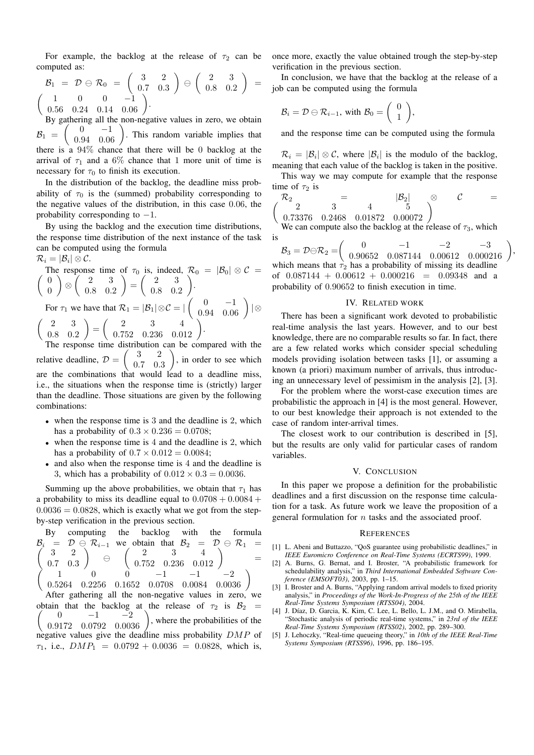For example, the backlog at the release of $\tau_2$ can be computed as:

$$\mathcal{B}_1 = \mathcal{D} \ominus \mathcal{R}_0 = \begin{pmatrix} 3 & 2 \\ 0.7 & 0.3 \end{pmatrix} \ominus \begin{pmatrix} 2 & 3 \\ 0.8 & 0.2 \end{pmatrix} = \begin{pmatrix} 1 & 0 & 0 & -1 \\ 0.56 & 0.24 & 0.14 & 0.06 \end{pmatrix}.$$

By gathering all the non-negative values in zero, we obtain $\mathcal{B}_1 = \begin{pmatrix} 0 & -1 \\ 0.94 & 0.06 \end{pmatrix}$. This random variable implies that there is a 94% chance that there will be 0 backlog at the arrival of $\tau_1$ and a 6% chance that 1 more unit of time is necessary for $\tau_0$ to finish its execution.

In the distribution of the backlog, the deadline miss probability of $\tau_0$ is the (summed) probability corresponding to the negative values of the distribution, in this case 0.06, the probability corresponding to $-1$.

By using the backlog and the execution time distributions, the response time distribution of the next instance of the task can be computed using the formula
$\mathcal{R}_i = |\mathcal{B}_i| \otimes \mathcal{C}$.

The response time of $\tau_0$ is, indeed, $\mathcal{R}_0 = |\mathcal{B}_0| \otimes \mathcal{C} = \begin{pmatrix} 0 \\ 0 \end{pmatrix} \otimes \begin{pmatrix} 2 & 3 \\ 0.8 & 0.2 \end{pmatrix} = \begin{pmatrix} 2 & 3 \\ 0.8 & 0.2 \end{pmatrix}$.

For $\tau_1$ we have that $\mathcal{R}_1 = |\mathcal{B}_1| \otimes \mathcal{C} = | \begin{pmatrix} 0 & -1 \\ 0.94 & 0.06 \end{pmatrix} | \otimes \begin{pmatrix} 2 & 3 \\ 0.8 & 0.2 \end{pmatrix} = \begin{pmatrix} 2 & 3 & 4 \\ 0.752 & 0.236 & 0.012 \end{pmatrix}$.

The response time distribution can be compared with the relative deadline, $\mathcal{D} = \begin{pmatrix} 3 & 2 \\ 0.7 & 0.3 \end{pmatrix}$, in order to see which are the combinations that would lead to a deadline miss, i.e., the situations when the response time is (strictly) larger than the deadline. Those situations are given by the following combinations:

- when the response time is 3 and the deadline is 2, which has a probability of $0.3 \times 0.236 = 0.0708$;
- when the response time is 4 and the deadline is 2, which has a probability of $0.7 \times 0.012 = 0.0084$;
- and also when the response time is 4 and the deadline is 3, which has a probability of $0.012 \times 0.3 = 0.0036$.

Summing up the above probabilities, we obtain that $\tau_1$ has a probability to miss its deadline equal to $0.0708 + 0.0084 + 0.0036 = 0.0828$, which is exactly what we got from the step-by-step verification in the previous section.

By computing the backlog with the formula $\mathcal{B}_i = \mathcal{D} \ominus \mathcal{R}_{i-1}$ we obtain that $\mathcal{B}_2 = \mathcal{D} \ominus \mathcal{R}_1 = \begin{pmatrix} 3 & 2 \\ 0.7 & 0.3 \end{pmatrix} \ominus \begin{pmatrix} 2 & 3 & 4 \\ 0.752 & 0.236 & 0.012 \end{pmatrix} = \begin{pmatrix} 1 & 0 & 0 & -1 & -1 & -2 \\ 0.5264 & 0.2256 & 0.1652 & 0.0708 & 0.0084 & 0.0036 \end{pmatrix}$

After gathering all the non-negative values in zero, we obtain that the backlog at the release of $\tau_2$ is $\mathcal{B}_2 = \begin{pmatrix} 0 & -1 & -2 \\ 0.9172 & 0.0792 & 0.0036 \end{pmatrix}$, where the probabilities of the negative values give the deadline miss probability $DMP$ of $\tau_1$, i.e., $DMP_1 = 0.0792 + 0.0036 = 0.0828$, which is, once more, exactly the value obtained trough the step-by-step verification in the previous section.

In conclusion, we have that the backlog at the release of a job can be computed using the formula

$$\mathcal{B}_i = \mathcal{D} \ominus \mathcal{R}_{i-1}, \text{ with } \mathcal{B}_0 = \begin{pmatrix} 0 \\ 1 \end{pmatrix},$$

and the response time can be computed using the formula

$\mathcal{R}_i = |\mathcal{B}_i| \otimes \mathcal{C}$, where $|\mathcal{B}_i|$ is the modulo of the backlog, meaning that each value of the backlog is taken in the positive.

This way we may compute for example that the response time of $\tau_2$ is

$$\mathcal{R}_2 = |\mathcal{B}_2| \otimes \mathcal{C} = \begin{pmatrix} 2 & 3 & 4 & 5 \\ 0.73376 & 0.2468 & 0.01872 & 0.00072 \end{pmatrix}$$

We can compute also the backlog at the release of $\tau_3$, which is

$$\mathcal{B}_3 = \mathcal{D} \ominus \mathcal{R}_2 = \begin{pmatrix} 0 & -1 & -2 & -3 \\ 0.90652 & 0.087144 & 0.00612 & 0.000216 \end{pmatrix},$$

which means that $\tau_2$ has a probability of missing its deadline of $0.087144 + 0.00612 + 0.000216 = 0.09348$ and a probability of 0.90652 to finish execution in time.

## IV. Related work

There has been a significant work devoted to probabilistic real-time analysis the last years. However, and to our best knowledge, there are no comparable results so far. In fact, there are a few related works which consider special scheduling models providing isolation between tasks [1], or assuming a known (a priori) maximum number of arrivals, thus introducing an unnecessary level of pessimism in the analysis [2], [3].

For the problem where the worst-case execution times are probabilistic the approach in [4] is the most general. However, to our best knowledge their approach is not extended to the case of random inter-arrival times.

The closest work to our contribution is described in [5], but the results are only valid for particular cases of random variables.

## V. Conclusion

In this paper we propose a definition for the probabilistic deadlines and a first discussion on the response time calculation for a task. As future work we leave the proposition of a general formulation for $n$ tasks and the associated proof.

## References

[1] L. Abeni and Buttazzo, "QoS guarantee using probabilistic deadlines," in *IEEE Euromicro Conference on Real-Time Systems (ECRTS99)*, 1999.

[2] A. Burns, G. Bernat, and I. Broster, "A probabilistic framework for schedulability analysis," in *Third International Embedded Software Conference (EMSOFT03)*, 2003, pp. 1–15.

[3] I. Broster and A. Burns, "Applying random arrival models to fixed priority analysis," in *Proceedings of the Work-In-Progress of the 25th of the IEEE Real-Time Systems Symposium (RTSS04)*, 2004.

[4] J. Díaz, D. Garcia, K. Kim, C. Lee, L. Bello, L. J.M., and O. Mirabella, "Stochastic analysis of periodic real-time systems," in *23rd of the IEEE Real-Time Systems Symposium (RTSS02)*, 2002, pp. 289–300.

[5] J. Lehoczky, "Real-time queueing theory," in *10th of the IEEE Real-Time Systems Symposium (RTSS96)*, 1996, pp. 186–195.